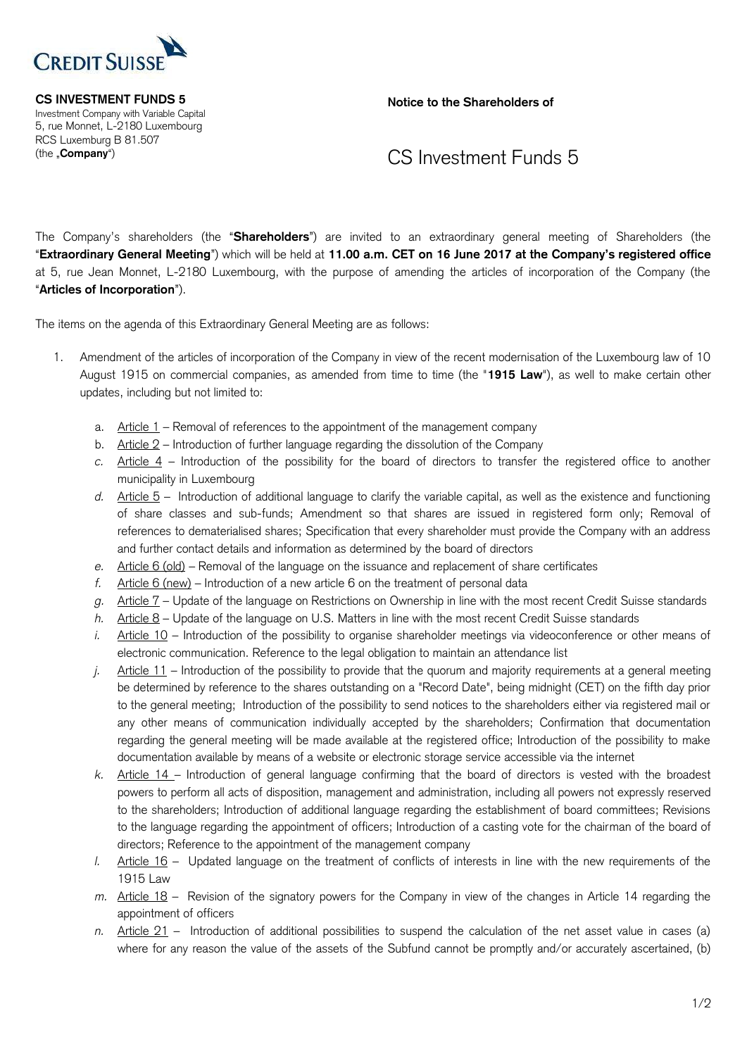**CS INVESTMENT FUNDS 5**
Investment Company with Variable Capital
5, rue Monnet, L-2180 Luxembourg
RCS Luxemburg B 81.507
(the „**Company**")

**Notice to the Shareholders of**

# CS Investment Funds 5

The Company's shareholders (the "**Shareholders**") are invited to an extraordinary general meeting of Shareholders (the "**Extraordinary General Meeting**") which will be held at **11.00 a.m. CET on 16 June 2017 at the Company's registered office** at 5, rue Jean Monnet, L-2180 Luxembourg, with the purpose of amending the articles of incorporation of the Company (the "**Articles of Incorporation**").

The items on the agenda of this Extraordinary General Meeting are as follows:

1. Amendment of the articles of incorporation of the Company in view of the recent modernisation of the Luxembourg law of 10 August 1915 on commercial companies, as amended from time to time (the "**1915 Law**"), as well to make certain other updates, including but not limited to:

   a. Article 1 – Removal of references to the appointment of the management company
   b. Article 2 – Introduction of further language regarding the dissolution of the Company
   *c.* Article 4 – Introduction of the possibility for the board of directors to transfer the registered office to another municipality in Luxembourg
   *d.* Article 5 – Introduction of additional language to clarify the variable capital, as well as the existence and functioning of share classes and sub-funds; Amendment so that shares are issued in registered form only; Removal of references to dematerialised shares; Specification that every shareholder must provide the Company with an address and further contact details and information as determined by the board of directors
   *e.* Article 6 (old) – Removal of the language on the issuance and replacement of share certificates
   *f.* Article 6 (new) – Introduction of a new article 6 on the treatment of personal data
   *g.* Article 7 – Update of the language on Restrictions on Ownership in line with the most recent Credit Suisse standards
   *h.* Article 8 – Update of the language on U.S. Matters in line with the most recent Credit Suisse standards
   *i.* Article 10 – Introduction of the possibility to organise shareholder meetings via videoconference or other means of electronic communication. Reference to the legal obligation to maintain an attendance list
   *j.* Article 11 – Introduction of the possibility to provide that the quorum and majority requirements at a general meeting be determined by reference to the shares outstanding on a "Record Date", being midnight (CET) on the fifth day prior to the general meeting; Introduction of the possibility to send notices to the shareholders either via registered mail or any other means of communication individually accepted by the shareholders; Confirmation that documentation regarding the general meeting will be made available at the registered office; Introduction of the possibility to make documentation available by means of a website or electronic storage service accessible via the internet
   *k.* Article 14 – Introduction of general language confirming that the board of directors is vested with the broadest powers to perform all acts of disposition, management and administration, including all powers not expressly reserved to the shareholders; Introduction of additional language regarding the establishment of board committees; Revisions to the language regarding the appointment of officers; Introduction of a casting vote for the chairman of the board of directors; Reference to the appointment of the management company
   *l.* Article 16 – Updated language on the treatment of conflicts of interests in line with the new requirements of the 1915 Law
   *m.* Article 18 – Revision of the signatory powers for the Company in view of the changes in Article 14 regarding the appointment of officers
   *n.* Article 21 – Introduction of additional possibilities to suspend the calculation of the net asset value in cases (a) where for any reason the value of the assets of the Subfund cannot be promptly and/or accurately ascertained, (b)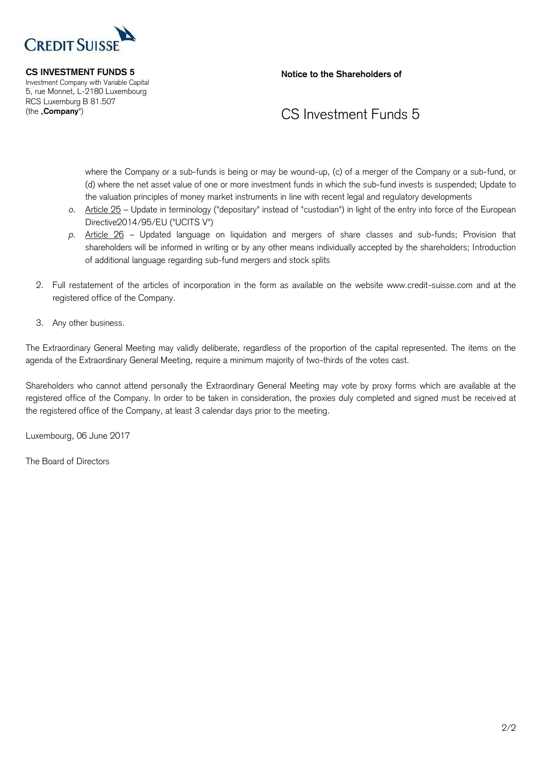**CS INVESTMENT FUNDS 5**
Investment Company with Variable Capital
5, rue Monnet, L-2180 Luxembourg
RCS Luxembourg B 81.507
(the „**Company**")

**Notice to the Shareholders of**

# CS Investment Funds 5

where the Company or a sub-funds is being or may be wound-up, (c) of a merger of the Company or a sub-fund, or (d) where the net asset value of one or more investment funds in which the sub-fund invests is suspended; Update to the valuation principles of money market instruments in line with recent legal and regulatory developments

*o.* Article 25 – Update in terminology ("depositary" instead of "custodian") in light of the entry into force of the European Directive2014/95/EU ("UCITS V")

*p.* Article 26 – Updated language on liquidation and mergers of share classes and sub-funds; Provision that shareholders will be informed in writing or by any other means individually accepted by the shareholders; Introduction of additional language regarding sub-fund mergers and stock splits

2. Full restatement of the articles of incorporation in the form as available on the website www.credit-suisse.com and at the registered office of the Company.

3. Any other business.

The Extraordinary General Meeting may validly deliberate, regardless of the proportion of the capital represented. The items on the agenda of the Extraordinary General Meeting, require a minimum majority of two-thirds of the votes cast.

Shareholders who cannot attend personally the Extraordinary General Meeting may vote by proxy forms which are available at the registered office of the Company. In order to be taken in consideration, the proxies duly completed and signed must be received at the registered office of the Company, at least 3 calendar days prior to the meeting.

Luxembourg, 06 June 2017

The Board of Directors